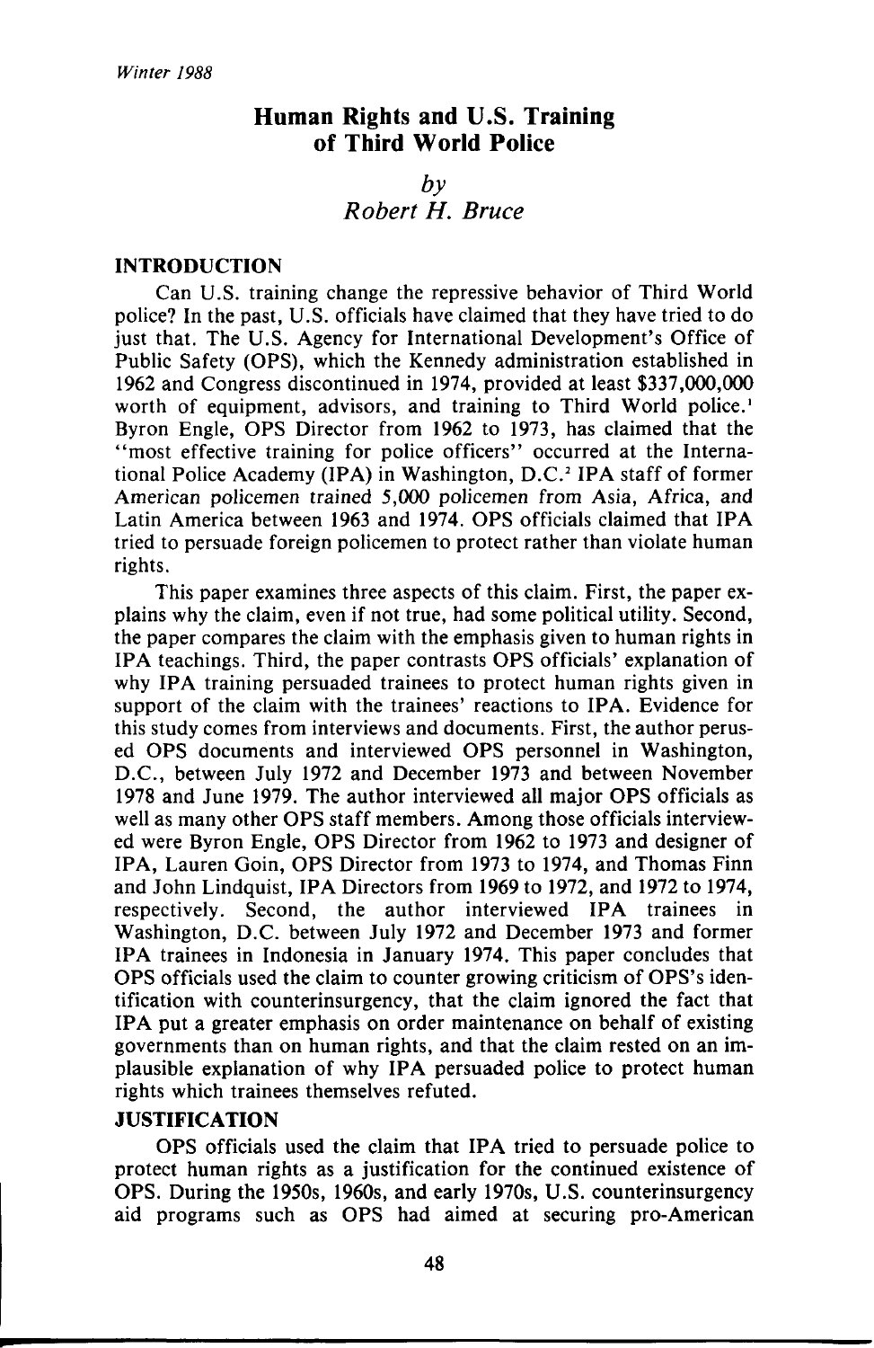# Human Rights and U.S. Training of Third World Police

*by*
*Robert H. Bruce*

## INTRODUCTION

Can U.S. training change the repressive behavior of Third World police? In the past, U.S. officials have claimed that they have tried to do just that. The U.S. Agency for International Development's Office of Public Safety (OPS), which the Kennedy administration established in 1962 and Congress discontinued in 1974, provided at least $337,000,000 worth of equipment, advisors, and training to Third World police.[1] Byron Engle, OPS Director from 1962 to 1973, has claimed that the "most effective training for police officers" occurred at the International Police Academy (IPA) in Washington, D.C.[2] IPA staff of former American policemen trained 5,000 policemen from Asia, Africa, and Latin America between 1963 and 1974. OPS officials claimed that IPA tried to persuade foreign policemen to protect rather than violate human rights.

This paper examines three aspects of this claim. First, the paper explains why the claim, even if not true, had some political utility. Second, the paper compares the claim with the emphasis given to human rights in IPA teachings. Third, the paper contrasts OPS officials' explanation of why IPA training persuaded trainees to protect human rights given in support of the claim with the trainees' reactions to IPA. Evidence for this study comes from interviews and documents. First, the author perused OPS documents and interviewed OPS personnel in Washington, D.C., between July 1972 and December 1973 and between November 1978 and June 1979. The author interviewed all major OPS officials as well as many other OPS staff members. Among those officials interviewed were Byron Engle, OPS Director from 1962 to 1973 and designer of IPA, Lauren Goin, OPS Director from 1973 to 1974, and Thomas Finn and John Lindquist, IPA Directors from 1969 to 1972, and 1972 to 1974, respectively. Second, the author interviewed IPA trainees in Washington, D.C. between July 1972 and December 1973 and former IPA trainees in Indonesia in January 1974. This paper concludes that OPS officials used the claim to counter growing criticism of OPS's identification with counterinsurgency, that the claim ignored the fact that IPA put a greater emphasis on order maintenance on behalf of existing governments than on human rights, and that the claim rested on an implausible explanation of why IPA persuaded police to protect human rights which trainees themselves refuted.

## JUSTIFICATION

OPS officials used the claim that IPA tried to persuade police to protect human rights as a justification for the continued existence of OPS. During the 1950s, 1960s, and early 1970s, U.S. counterinsurgency aid programs such as OPS had aimed at securing pro-American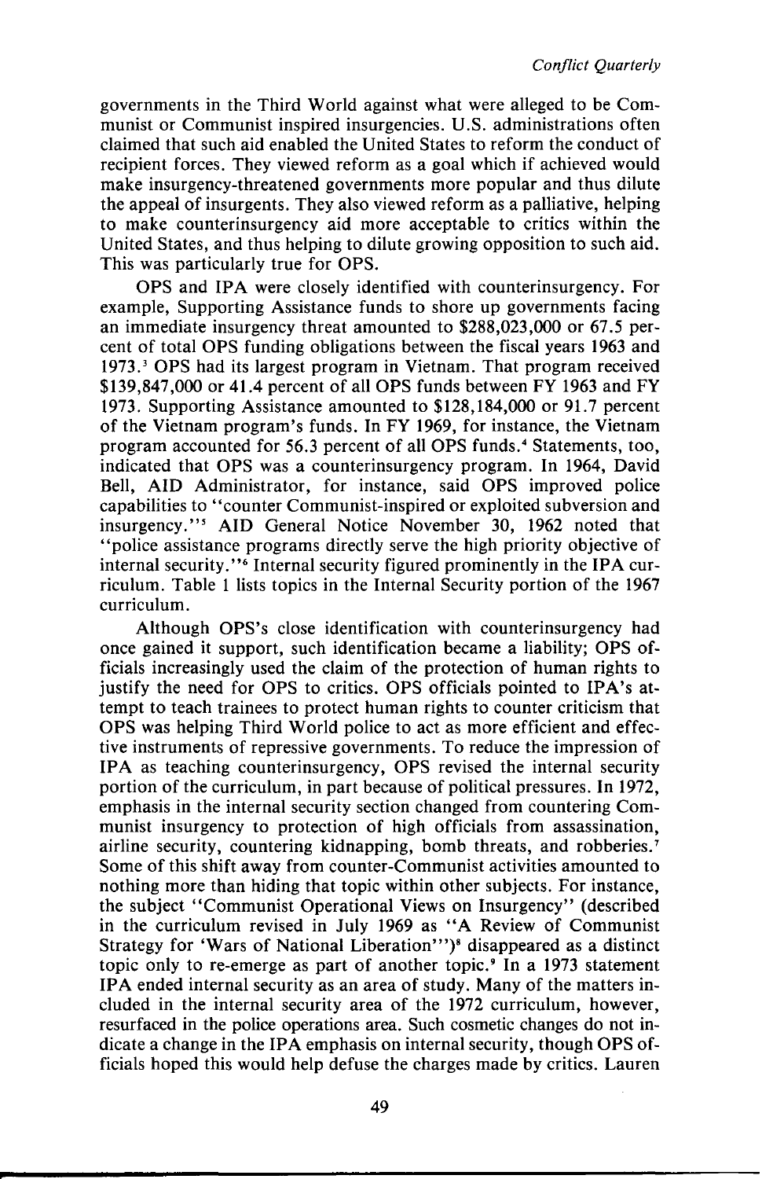governments in the Third World against what were alleged to be Communist or Communist inspired insurgencies. U.S. administrations often claimed that such aid enabled the United States to reform the conduct of recipient forces. They viewed reform as a goal which if achieved would make insurgency-threatened governments more popular and thus dilute the appeal of insurgents. They also viewed reform as a palliative, helping to make counterinsurgency aid more acceptable to critics within the United States, and thus helping to dilute growing opposition to such aid. This was particularly true for OPS.

OPS and IPA were closely identified with counterinsurgency. For example, Supporting Assistance funds to shore up governments facing an immediate insurgency threat amounted to $288,023,000 or 67.5 percent of total OPS funding obligations between the fiscal years 1963 and 1973.[3] OPS had its largest program in Vietnam. That program received $139,847,000 or 41.4 percent of all OPS funds between FY 1963 and FY 1973. Supporting Assistance amounted to $128,184,000 or 91.7 percent of the Vietnam program's funds. In FY 1969, for instance, the Vietnam program accounted for 56.3 percent of all OPS funds.[4] Statements, too, indicated that OPS was a counterinsurgency program. In 1964, David Bell, AID Administrator, for instance, said OPS improved police capabilities to "counter Communist-inspired or exploited subversion and insurgency."[5] AID General Notice November 30, 1962 noted that "police assistance programs directly serve the high priority objective of internal security."[6] Internal security figured prominently in the IPA curriculum. Table 1 lists topics in the Internal Security portion of the 1967 curriculum.

Although OPS's close identification with counterinsurgency had once gained it support, such identification became a liability; OPS officials increasingly used the claim of the protection of human rights to justify the need for OPS to critics. OPS officials pointed to IPA's attempt to teach trainees to protect human rights to counter criticism that OPS was helping Third World police to act as more efficient and effective instruments of repressive governments. To reduce the impression of IPA as teaching counterinsurgency, OPS revised the internal security portion of the curriculum, in part because of political pressures. In 1972, emphasis in the internal security section changed from countering Communist insurgency to protection of high officials from assassination, airline security, countering kidnapping, bomb threats, and robberies.[7] Some of this shift away from counter-Communist activities amounted to nothing more than hiding that topic within other subjects. For instance, the subject "Communist Operational Views on Insurgency" (described in the curriculum revised in July 1969 as "A Review of Communist Strategy for 'Wars of National Liberation'")[8] disappeared as a distinct topic only to re-emerge as part of another topic.[9] In a 1973 statement IPA ended internal security as an area of study. Many of the matters included in the internal security area of the 1972 curriculum, however, resurfaced in the police operations area. Such cosmetic changes do not indicate a change in the IPA emphasis on internal security, though OPS officials hoped this would help defuse the charges made by critics. Lauren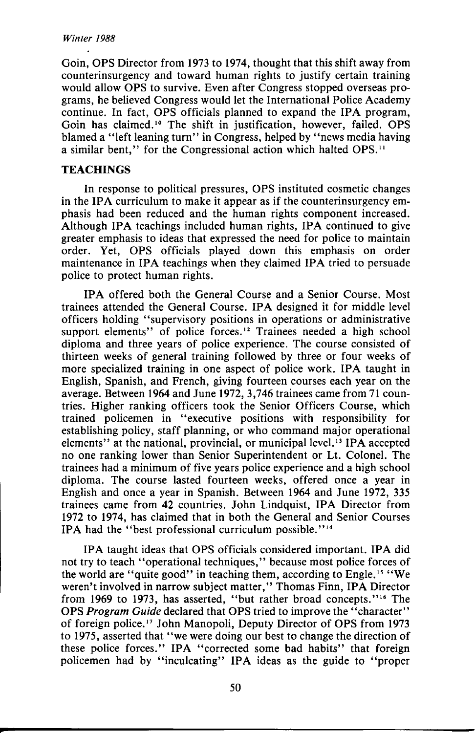Goin, OPS Director from 1973 to 1974, thought that this shift away from counterinsurgency and toward human rights to justify certain training would allow OPS to survive. Even after Congress stopped overseas programs, he believed Congress would let the International Police Academy continue. In fact, OPS officials planned to expand the IPA program, Goin has claimed.[10] The shift in justification, however, failed. OPS blamed a "left leaning turn" in Congress, helped by "news media having a similar bent," for the Congressional action which halted OPS.[11]

## TEACHINGS

In response to political pressures, OPS instituted cosmetic changes in the IPA curriculum to make it appear as if the counterinsurgency emphasis had been reduced and the human rights component increased. Although IPA teachings included human rights, IPA continued to give greater emphasis to ideas that expressed the need for police to maintain order. Yet, OPS officials played down this emphasis on order maintenance in IPA teachings when they claimed IPA tried to persuade police to protect human rights.

IPA offered both the General Course and a Senior Course. Most trainees attended the General Course. IPA designed it for middle level officers holding "supervisory positions in operations or administrative support elements" of police forces.[12] Trainees needed a high school diploma and three years of police experience. The course consisted of thirteen weeks of general training followed by three or four weeks of more specialized training in one aspect of police work. IPA taught in English, Spanish, and French, giving fourteen courses each year on the average. Between 1964 and June 1972, 3,746 trainees came from 71 countries. Higher ranking officers took the Senior Officers Course, which trained policemen in "executive positions with responsibility for establishing policy, staff planning, or who command major operational elements" at the national, provincial, or municipal level.[13] IPA accepted no one ranking lower than Senior Superintendent or Lt. Colonel. The trainees had a minimum of five years police experience and a high school diploma. The course lasted fourteen weeks, offered once a year in English and once a year in Spanish. Between 1964 and June 1972, 335 trainees came from 42 countries. John Lindquist, IPA Director from 1972 to 1974, has claimed that in both the General and Senior Courses IPA had the "best professional curriculum possible."[14]

IPA taught ideas that OPS officials considered important. IPA did not try to teach "operational techniques," because most police forces of the world are "quite good" in teaching them, according to Engle.[15] "We weren't involved in narrow subject matter," Thomas Finn, IPA Director from 1969 to 1973, has asserted, "but rather broad concepts."[16] The OPS *Program Guide* declared that OPS tried to improve the "character" of foreign police.[17] John Manopoli, Deputy Director of OPS from 1973 to 1975, asserted that "we were doing our best to change the direction of these police forces." IPA "corrected some bad habits" that foreign policemen had by "inculcating" IPA ideas as the guide to "proper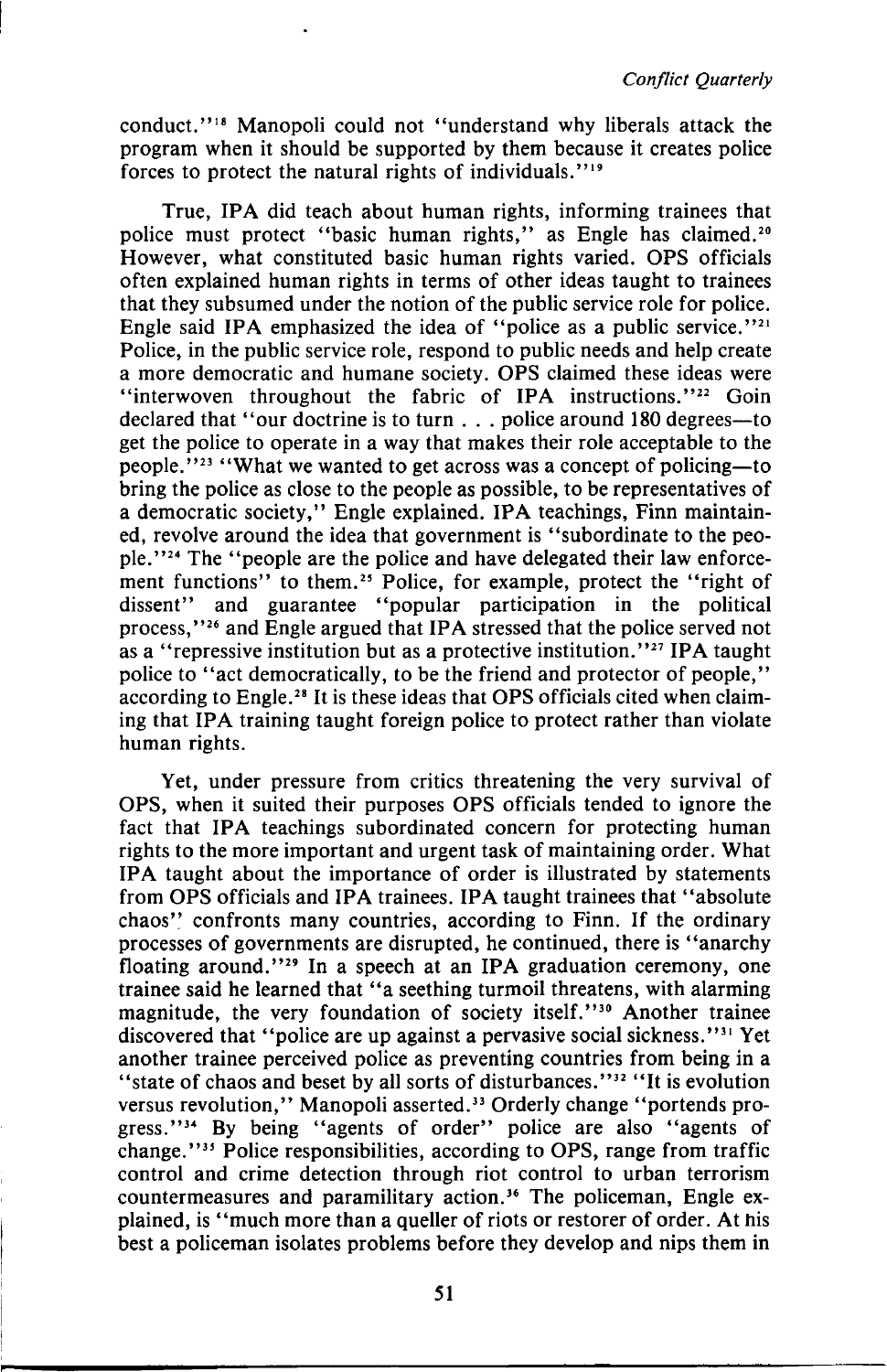conduct."[18] Manopoli could not "understand why liberals attack the program when it should be supported by them because it creates police forces to protect the natural rights of individuals."[19]

True, IPA did teach about human rights, informing trainees that police must protect "basic human rights," as Engle has claimed.[20] However, what constituted basic human rights varied. OPS officials often explained human rights in terms of other ideas taught to trainees that they subsumed under the notion of the public service role for police. Engle said IPA emphasized the idea of "police as a public service."[21] Police, in the public service role, respond to public needs and help create a more democratic and humane society. OPS claimed these ideas were "interwoven throughout the fabric of IPA instructions."[22] Goin declared that "our doctrine is to turn . . . police around 180 degrees—to get the police to operate in a way that makes their role acceptable to the people."[23] "What we wanted to get across was a concept of policing—to bring the police as close to the people as possible, to be representatives of a democratic society," Engle explained. IPA teachings, Finn maintained, revolve around the idea that government is "subordinate to the people."[24] The "people are the police and have delegated their law enforcement functions" to them.[25] Police, for example, protect the "right of dissent" and guarantee "popular participation in the political process,"[26] and Engle argued that IPA stressed that the police served not as a "repressive institution but as a protective institution."[27] IPA taught police to "act democratically, to be the friend and protector of people," according to Engle.[28] It is these ideas that OPS officials cited when claiming that IPA training taught foreign police to protect rather than violate human rights.

Yet, under pressure from critics threatening the very survival of OPS, when it suited their purposes OPS officials tended to ignore the fact that IPA teachings subordinated concern for protecting human rights to the more important and urgent task of maintaining order. What IPA taught about the importance of order is illustrated by statements from OPS officials and IPA trainees. IPA taught trainees that "absolute chaos" confronts many countries, according to Finn. If the ordinary processes of governments are disrupted, he continued, there is "anarchy floating around."[29] In a speech at an IPA graduation ceremony, one trainee said he learned that "a seething turmoil threatens, with alarming magnitude, the very foundation of society itself."[30] Another trainee discovered that "police are up against a pervasive social sickness."[31] Yet another trainee perceived police as preventing countries from being in a "state of chaos and beset by all sorts of disturbances."[32] "It is evolution versus revolution," Manopoli asserted.[33] Orderly change "portends progress."[34] By being "agents of order" police are also "agents of change."[35] Police responsibilities, according to OPS, range from traffic control and crime detection through riot control to urban terrorism countermeasures and paramilitary action.[36] The policeman, Engle explained, is "much more than a queller of riots or restorer of order. At his best a policeman isolates problems before they develop and nips them in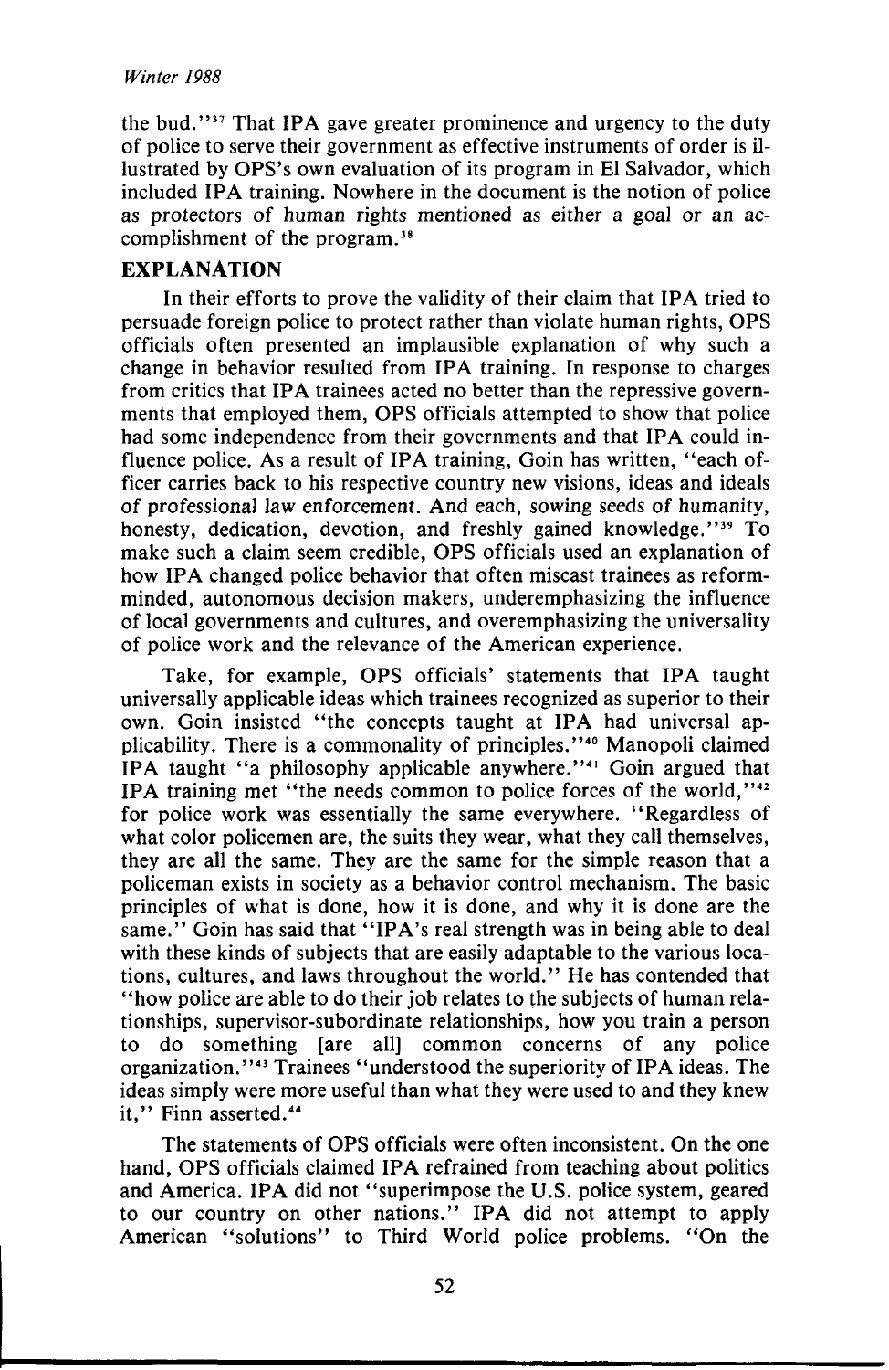the bud."[37] That IPA gave greater prominence and urgency to the duty of police to serve their government as effective instruments of order is illustrated by OPS's own evaluation of its program in El Salvador, which included IPA training. Nowhere in the document is the notion of police as protectors of human rights mentioned as either a goal or an accomplishment of the program.[38]

## EXPLANATION

In their efforts to prove the validity of their claim that IPA tried to persuade foreign police to protect rather than violate human rights, OPS officials often presented an implausible explanation of why such a change in behavior resulted from IPA training. In response to charges from critics that IPA trainees acted no better than the repressive governments that employed them, OPS officials attempted to show that police had some independence from their governments and that IPA could influence police. As a result of IPA training, Goin has written, "each officer carries back to his respective country new visions, ideas and ideals of professional law enforcement. And each, sowing seeds of humanity, honesty, dedication, devotion, and freshly gained knowledge."[39] To make such a claim seem credible, OPS officials used an explanation of how IPA changed police behavior that often miscast trainees as reform-minded, autonomous decision makers, underemphasizing the influence of local governments and cultures, and overemphasizing the universality of police work and the relevance of the American experience.

Take, for example, OPS officials' statements that IPA taught universally applicable ideas which trainees recognized as superior to their own. Goin insisted "the concepts taught at IPA had universal applicability. There is a commonality of principles."[40] Manopoli claimed IPA taught "a philosophy applicable anywhere."[41] Goin argued that IPA training met "the needs common to police forces of the world,"[42] for police work was essentially the same everywhere. "Regardless of what color policemen are, the suits they wear, what they call themselves, they are all the same. They are the same for the simple reason that a policeman exists in society as a behavior control mechanism. The basic principles of what is done, how it is done, and why it is done are the same." Goin has said that "IPA's real strength was in being able to deal with these kinds of subjects that are easily adaptable to the various locations, cultures, and laws throughout the world." He has contended that "how police are able to do their job relates to the subjects of human relationships, supervisor-subordinate relationships, how you train a person to do something [are all] common concerns of any police organization."[43] Trainees "understood the superiority of IPA ideas. The ideas simply were more useful than what they were used to and they knew it," Finn asserted.[44]

The statements of OPS officials were often inconsistent. On the one hand, OPS officials claimed IPA refrained from teaching about politics and America. IPA did not "superimpose the U.S. police system, geared to our country on other nations." IPA did not attempt to apply American "solutions" to Third World police problems. "On the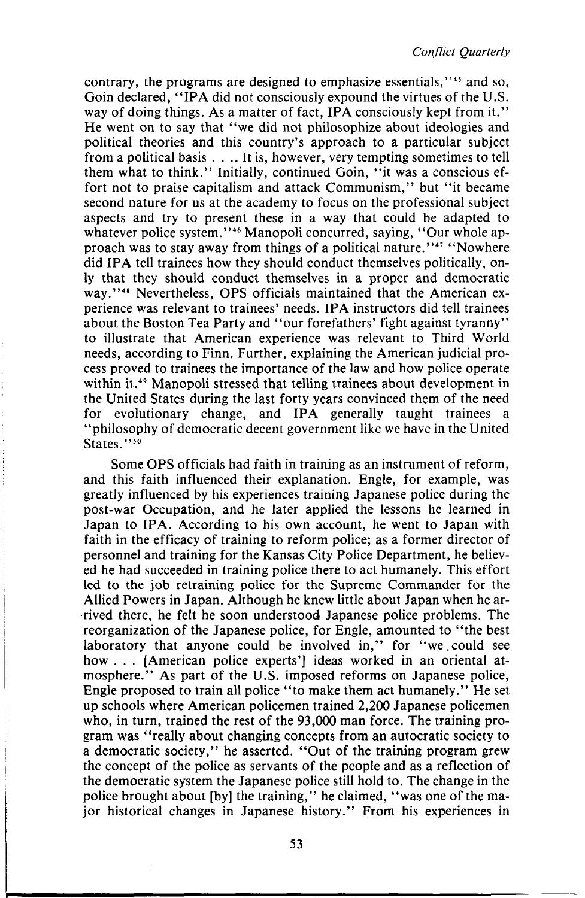contrary, the programs are designed to emphasize essentials,"[45] and so, Goin declared, "IPA did not consciously expound the virtues of the U.S. way of doing things. As a matter of fact, IPA consciously kept from it." He went on to say that "we did not philosophize about ideologies and political theories and this country's approach to a particular subject from a political basis . . .. It is, however, very tempting sometimes to tell them what to think." Initially, continued Goin, "it was a conscious effort not to praise capitalism and attack Communism," but "it became second nature for us at the academy to focus on the professional subject aspects and try to present these in a way that could be adapted to whatever police system."[46] Manopoli concurred, saying, "Our whole approach was to stay away from things of a political nature."[47] "Nowhere did IPA tell trainees how they should conduct themselves politically, only that they should conduct themselves in a proper and democratic way."[48] Nevertheless, OPS officials maintained that the American experience was relevant to trainees' needs. IPA instructors did tell trainees about the Boston Tea Party and "our forefathers' fight against tyranny" to illustrate that American experience was relevant to Third World needs, according to Finn. Further, explaining the American judicial process proved to trainees the importance of the law and how police operate within it.[49] Manopoli stressed that telling trainees about development in the United States during the last forty years convinced them of the need for evolutionary change, and IPA generally taught trainees a "philosophy of democratic decent government like we have in the United States."[50]

Some OPS officials had faith in training as an instrument of reform, and this faith influenced their explanation. Engle, for example, was greatly influenced by his experiences training Japanese police during the post-war Occupation, and he later applied the lessons he learned in Japan to IPA. According to his own account, he went to Japan with faith in the efficacy of training to reform police; as a former director of personnel and training for the Kansas City Police Department, he believed he had succeeded in training police there to act humanely. This effort led to the job retraining police for the Supreme Commander for the Allied Powers in Japan. Although he knew little about Japan when he arrived there, he felt he soon understood Japanese police problems. The reorganization of the Japanese police, for Engle, amounted to "the best laboratory that anyone could be involved in," for "we could see how . . . [American police experts'] ideas worked in an oriental atmosphere." As part of the U.S. imposed reforms on Japanese police, Engle proposed to train all police "to make them act humanely." He set up schools where American policemen trained 2,200 Japanese policemen who, in turn, trained the rest of the 93,000 man force. The training program was "really about changing concepts from an autocratic society to a democratic society," he asserted. "Out of the training program grew the concept of the police as servants of the people and as a reflection of the democratic system the Japanese police still hold to. The change in the police brought about [by] the training," he claimed, "was one of the major historical changes in Japanese history." From his experiences in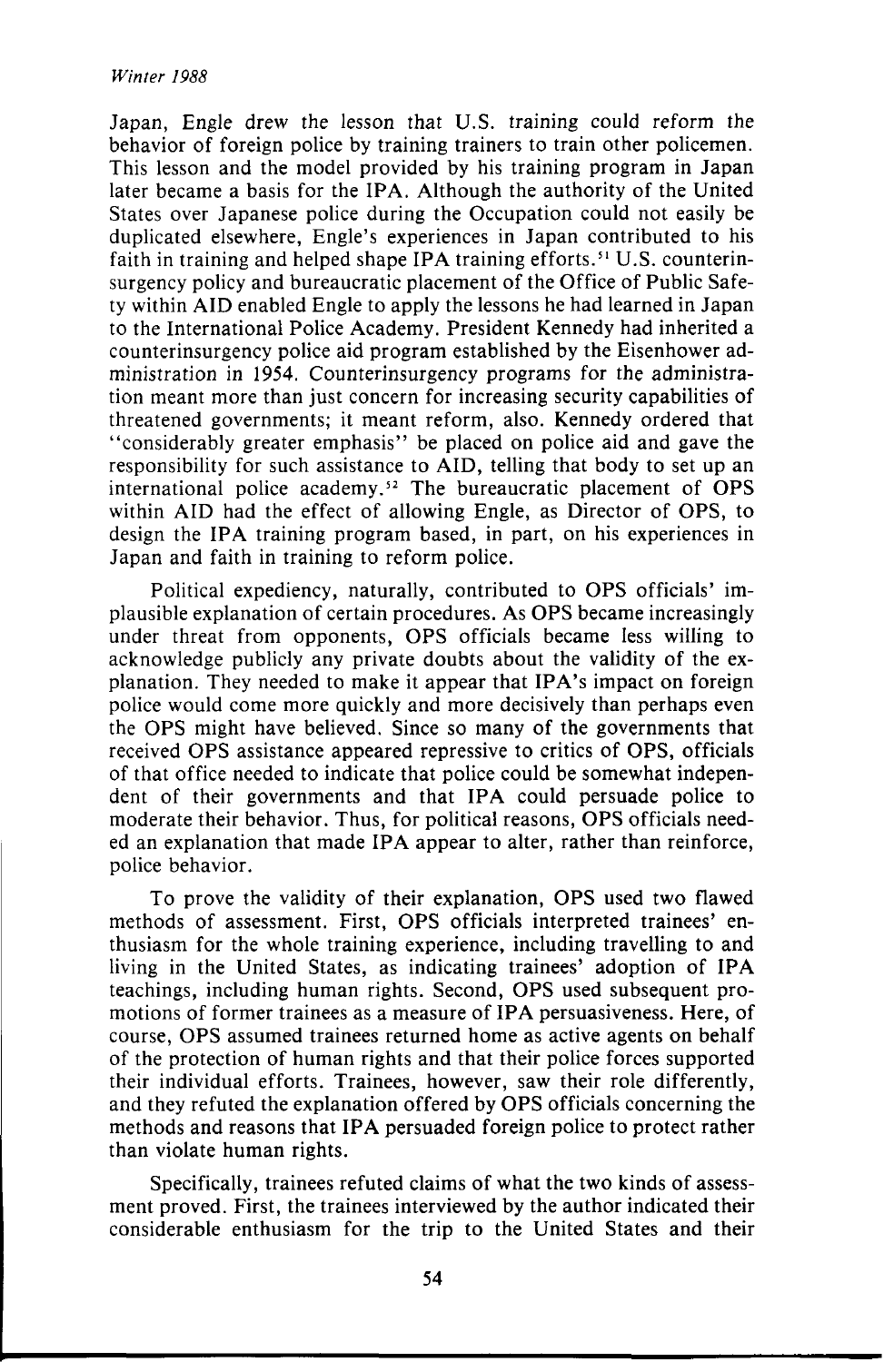Japan, Engle drew the lesson that U.S. training could reform the behavior of foreign police by training trainers to train other policemen. This lesson and the model provided by his training program in Japan later became a basis for the IPA. Although the authority of the United States over Japanese police during the Occupation could not easily be duplicated elsewhere, Engle's experiences in Japan contributed to his faith in training and helped shape IPA training efforts.[51] U.S. counterinsurgency policy and bureaucratic placement of the Office of Public Safety within AID enabled Engle to apply the lessons he had learned in Japan to the International Police Academy. President Kennedy had inherited a counterinsurgency police aid program established by the Eisenhower administration in 1954. Counterinsurgency programs for the administration meant more than just concern for increasing security capabilities of threatened governments; it meant reform, also. Kennedy ordered that "considerably greater emphasis" be placed on police aid and gave the responsibility for such assistance to AID, telling that body to set up an international police academy.[52] The bureaucratic placement of OPS within AID had the effect of allowing Engle, as Director of OPS, to design the IPA training program based, in part, on his experiences in Japan and faith in training to reform police.

Political expediency, naturally, contributed to OPS officials' implausible explanation of certain procedures. As OPS became increasingly under threat from opponents, OPS officials became less willing to acknowledge publicly any private doubts about the validity of the explanation. They needed to make it appear that IPA's impact on foreign police would come more quickly and more decisively than perhaps even the OPS might have believed. Since so many of the governments that received OPS assistance appeared repressive to critics of OPS, officials of that office needed to indicate that police could be somewhat independent of their governments and that IPA could persuade police to moderate their behavior. Thus, for political reasons, OPS officials needed an explanation that made IPA appear to alter, rather than reinforce, police behavior.

To prove the validity of their explanation, OPS used two flawed methods of assessment. First, OPS officials interpreted trainees' enthusiasm for the whole training experience, including travelling to and living in the United States, as indicating trainees' adoption of IPA teachings, including human rights. Second, OPS used subsequent promotions of former trainees as a measure of IPA persuasiveness. Here, of course, OPS assumed trainees returned home as active agents on behalf of the protection of human rights and that their police forces supported their individual efforts. Trainees, however, saw their role differently, and they refuted the explanation offered by OPS officials concerning the methods and reasons that IPA persuaded foreign police to protect rather than violate human rights.

Specifically, trainees refuted claims of what the two kinds of assessment proved. First, the trainees interviewed by the author indicated their considerable enthusiasm for the trip to the United States and their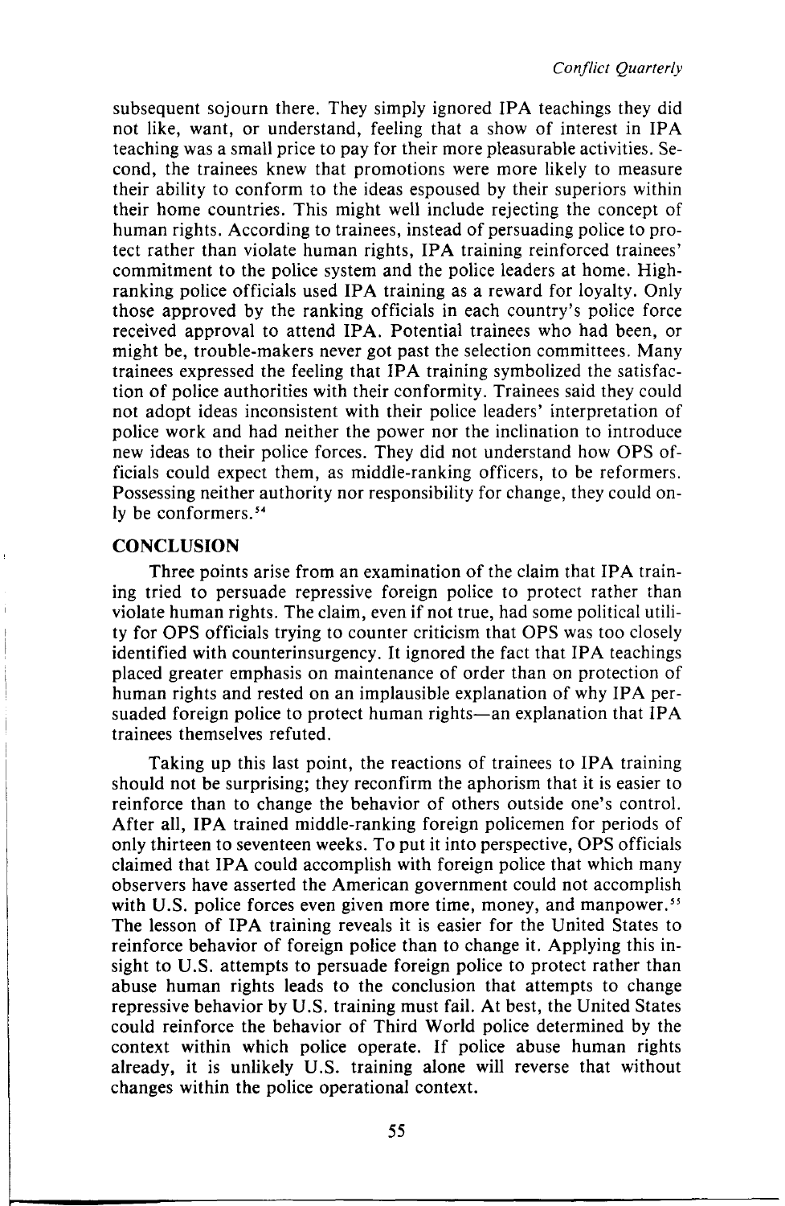subsequent sojourn there. They simply ignored IPA teachings they did not like, want, or understand, feeling that a show of interest in IPA teaching was a small price to pay for their more pleasurable activities. Second, the trainees knew that promotions were more likely to measure their ability to conform to the ideas espoused by their superiors within their home countries. This might well include rejecting the concept of human rights. According to trainees, instead of persuading police to protect rather than violate human rights, IPA training reinforced trainees' commitment to the police system and the police leaders at home. High-ranking police officials used IPA training as a reward for loyalty. Only those approved by the ranking officials in each country's police force received approval to attend IPA. Potential trainees who had been, or might be, trouble-makers never got past the selection committees. Many trainees expressed the feeling that IPA training symbolized the satisfaction of police authorities with their conformity. Trainees said they could not adopt ideas inconsistent with their police leaders' interpretation of police work and had neither the power nor the inclination to introduce new ideas to their police forces. They did not understand how OPS officials could expect them, as middle-ranking officers, to be reformers. Possessing neither authority nor responsibility for change, they could only be conformers.[54]

## CONCLUSION

Three points arise from an examination of the claim that IPA training tried to persuade repressive foreign police to protect rather than violate human rights. The claim, even if not true, had some political utility for OPS officials trying to counter criticism that OPS was too closely identified with counterinsurgency. It ignored the fact that IPA teachings placed greater emphasis on maintenance of order than on protection of human rights and rested on an implausible explanation of why IPA persuaded foreign police to protect human rights—an explanation that IPA trainees themselves refuted.

Taking up this last point, the reactions of trainees to IPA training should not be surprising; they reconfirm the aphorism that it is easier to reinforce than to change the behavior of others outside one's control. After all, IPA trained middle-ranking foreign policemen for periods of only thirteen to seventeen weeks. To put it into perspective, OPS officials claimed that IPA could accomplish with foreign police that which many observers have asserted the American government could not accomplish with U.S. police forces even given more time, money, and manpower.[55] The lesson of IPA training reveals it is easier for the United States to reinforce behavior of foreign police than to change it. Applying this insight to U.S. attempts to persuade foreign police to protect rather than abuse human rights leads to the conclusion that attempts to change repressive behavior by U.S. training must fail. At best, the United States could reinforce the behavior of Third World police determined by the context within which police operate. If police abuse human rights already, it is unlikely U.S. training alone will reverse that without changes within the police operational context.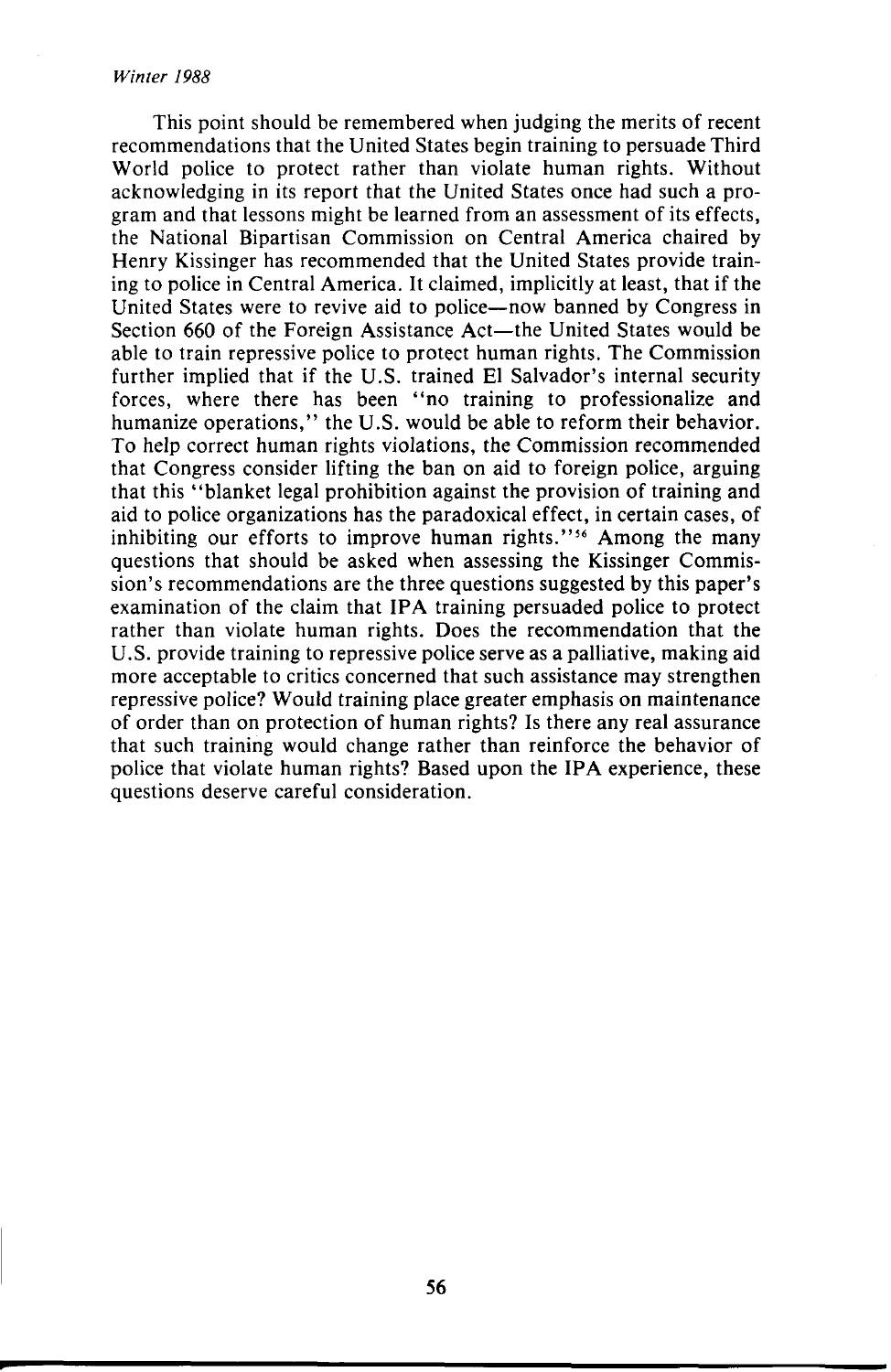This point should be remembered when judging the merits of recent recommendations that the United States begin training to persuade Third World police to protect rather than violate human rights. Without acknowledging in its report that the United States once had such a program and that lessons might be learned from an assessment of its effects, the National Bipartisan Commission on Central America chaired by Henry Kissinger has recommended that the United States provide training to police in Central America. It claimed, implicitly at least, that if the United States were to revive aid to police—now banned by Congress in Section 660 of the Foreign Assistance Act—the United States would be able to train repressive police to protect human rights. The Commission further implied that if the U.S. trained El Salvador's internal security forces, where there has been "no training to professionalize and humanize operations," the U.S. would be able to reform their behavior. To help correct human rights violations, the Commission recommended that Congress consider lifting the ban on aid to foreign police, arguing that this "blanket legal prohibition against the provision of training and aid to police organizations has the paradoxical effect, in certain cases, of inhibiting our efforts to improve human rights."[56] Among the many questions that should be asked when assessing the Kissinger Commission's recommendations are the three questions suggested by this paper's examination of the claim that IPA training persuaded police to protect rather than violate human rights. Does the recommendation that the U.S. provide training to repressive police serve as a palliative, making aid more acceptable to critics concerned that such assistance may strengthen repressive police? Would training place greater emphasis on maintenance of order than on protection of human rights? Is there any real assurance that such training would change rather than reinforce the behavior of police that violate human rights? Based upon the IPA experience, these questions deserve careful consideration.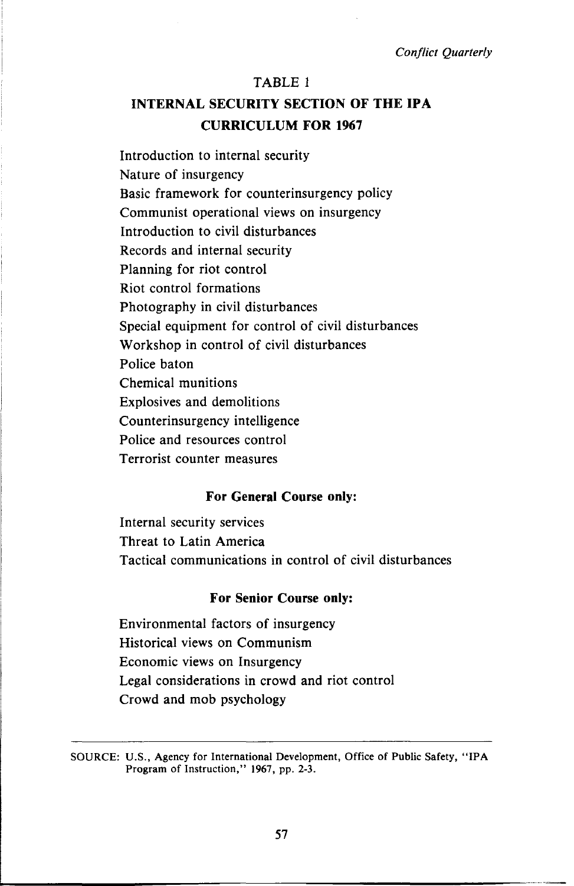TABLE 1

## INTERNAL SECURITY SECTION OF THE IPA CURRICULUM FOR 1967

Introduction to internal security
Nature of insurgency
Basic framework for counterinsurgency policy
Communist operational views on insurgency
Introduction to civil disturbances
Records and internal security
Planning for riot control
Riot control formations
Photography in civil disturbances
Special equipment for control of civil disturbances
Workshop in control of civil disturbances
Police baton
Chemical munitions
Explosives and demolitions
Counterinsurgency intelligence
Police and resources control
Terrorist counter measures

**For General Course only:**

Internal security services
Threat to Latin America
Tactical communications in control of civil disturbances

**For Senior Course only:**

Environmental factors of insurgency
Historical views on Communism
Economic views on Insurgency
Legal considerations in crowd and riot control
Crowd and mob psychology

---

SOURCE: U.S., Agency for International Development, Office of Public Safety, "IPA Program of Instruction," 1967, pp. 2-3.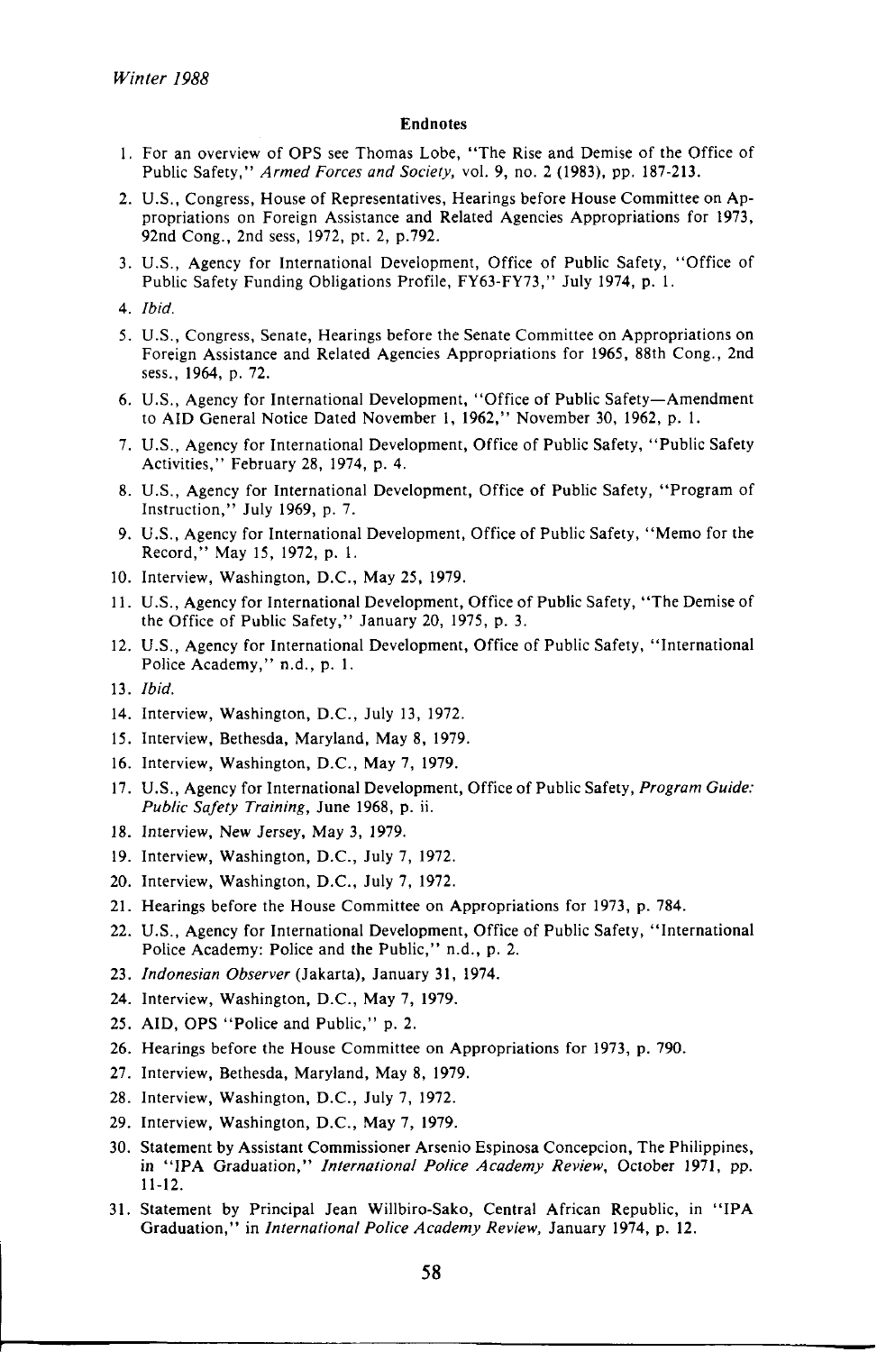## Endnotes

1. For an overview of OPS see Thomas Lobe, "The Rise and Demise of the Office of Public Safety," *Armed Forces and Society*, vol. 9, no. 2 (1983), pp. 187-213.
2. U.S., Congress, House of Representatives, Hearings before House Committee on Appropriations on Foreign Assistance and Related Agencies Appropriations for 1973, 92nd Cong., 2nd sess, 1972, pt. 2, p.792.
3. U.S., Agency for International Development, Office of Public Safety, "Office of Public Safety Funding Obligations Profile, FY63-FY73," July 1974, p. 1.
4. *Ibid.*
5. U.S., Congress, Senate, Hearings before the Senate Committee on Appropriations on Foreign Assistance and Related Agencies Appropriations for 1965, 88th Cong., 2nd sess., 1964, p. 72.
6. U.S., Agency for International Development, "Office of Public Safety—Amendment to AID General Notice Dated November 1, 1962," November 30, 1962, p. 1.
7. U.S., Agency for International Development, Office of Public Safety, "Public Safety Activities," February 28, 1974, p. 4.
8. U.S., Agency for International Development, Office of Public Safety, "Program of Instruction," July 1969, p. 7.
9. U.S., Agency for International Development, Office of Public Safety, "Memo for the Record," May 15, 1972, p. 1.
10. Interview, Washington, D.C., May 25, 1979.
11. U.S., Agency for International Development, Office of Public Safety, "The Demise of the Office of Public Safety," January 20, 1975, p. 3.
12. U.S., Agency for International Development, Office of Public Safety, "International Police Academy," n.d., p. 1.
13. *Ibid.*
14. Interview, Washington, D.C., July 13, 1972.
15. Interview, Bethesda, Maryland, May 8, 1979.
16. Interview, Washington, D.C., May 7, 1979.
17. U.S., Agency for International Development, Office of Public Safety, *Program Guide: Public Safety Training*, June 1968, p. ii.
18. Interview, New Jersey, May 3, 1979.
19. Interview, Washington, D.C., July 7, 1972.
20. Interview, Washington, D.C., July 7, 1972.
21. Hearings before the House Committee on Appropriations for 1973, p. 784.
22. U.S., Agency for International Development, Office of Public Safety, "International Police Academy: Police and the Public," n.d., p. 2.
23. *Indonesian Observer* (Jakarta), January 31, 1974.
24. Interview, Washington, D.C., May 7, 1979.
25. AID, OPS "Police and Public," p. 2.
26. Hearings before the House Committee on Appropriations for 1973, p. 790.
27. Interview, Bethesda, Maryland, May 8, 1979.
28. Interview, Washington, D.C., July 7, 1972.
29. Interview, Washington, D.C., May 7, 1979.
30. Statement by Assistant Commissioner Arsenio Espinosa Concepcion, The Philippines, in "IPA Graduation," *International Police Academy Review*, October 1971, pp. 11-12.
31. Statement by Principal Jean Willbiro-Sako, Central African Republic, in "IPA Graduation," in *International Police Academy Review*, January 1974, p. 12.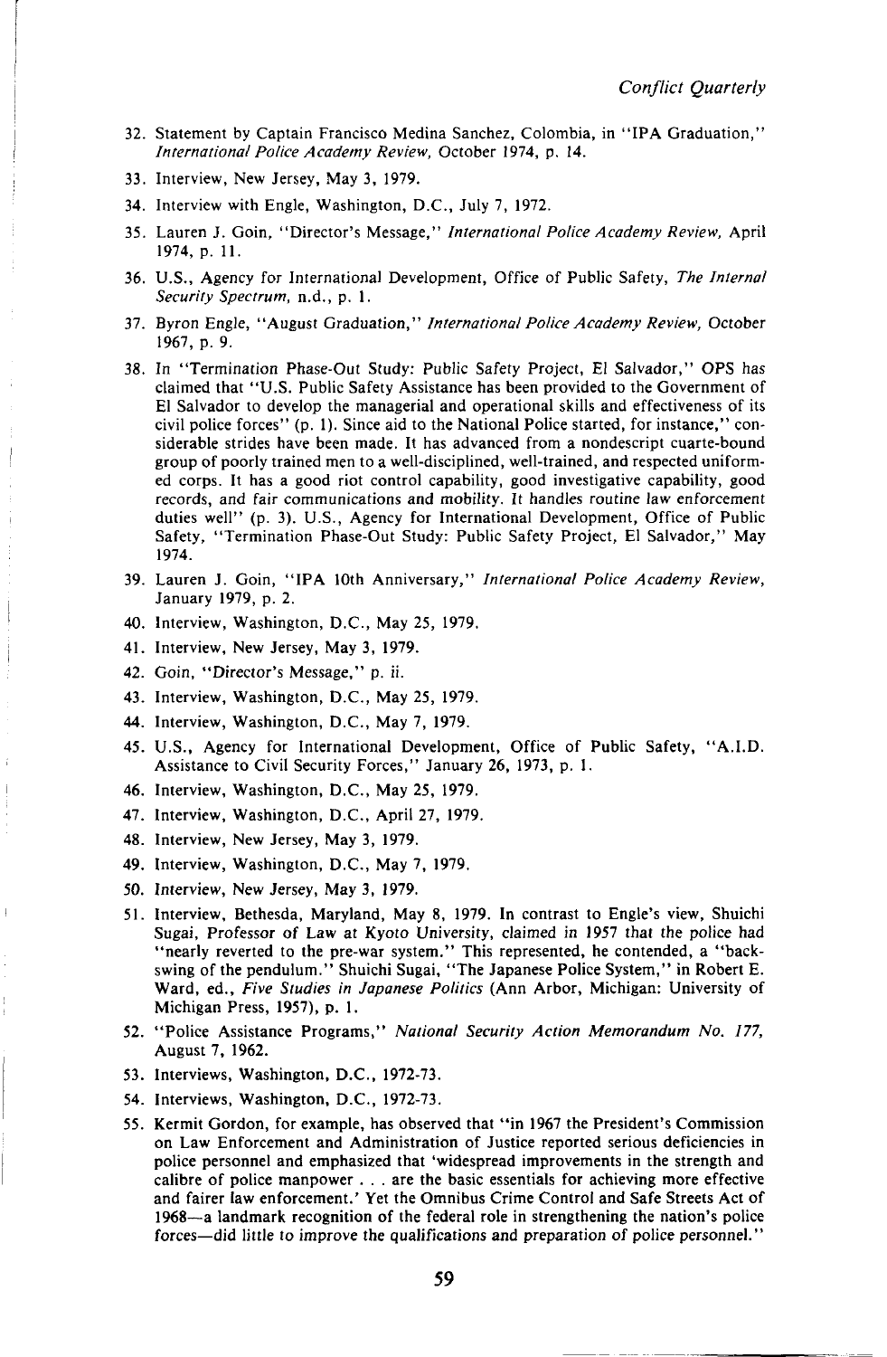32. Statement by Captain Francisco Medina Sanchez, Colombia, in "IPA Graduation," *International Police Academy Review,* October 1974, p. 14.

33. Interview, New Jersey, May 3, 1979.

34. Interview with Engle, Washington, D.C., July 7, 1972.

35. Lauren J. Goin, "Director's Message," *International Police Academy Review,* April 1974, p. 11.

36. U.S., Agency for International Development, Office of Public Safety, *The Internal Security Spectrum,* n.d., p. 1.

37. Byron Engle, "August Graduation," *International Police Academy Review,* October 1967, p. 9.

38. In "Termination Phase-Out Study: Public Safety Project, El Salvador," OPS has claimed that "U.S. Public Safety Assistance has been provided to the Government of El Salvador to develop the managerial and operational skills and effectiveness of its civil police forces" (p. 1). Since aid to the National Police started, for instance," considerable strides have been made. It has advanced from a nondescript cuarte-bound group of poorly trained men to a well-disciplined, well-trained, and respected uniformed corps. It has a good riot control capability, good investigative capability, good records, and fair communications and mobility. It handles routine law enforcement duties well" (p. 3). U.S., Agency for International Development, Office of Public Safety, "Termination Phase-Out Study: Public Safety Project, El Salvador," May 1974.

39. Lauren J. Goin, "IPA 10th Anniversary," *International Police Academy Review,* January 1979, p. 2.

40. Interview, Washington, D.C., May 25, 1979.

41. Interview, New Jersey, May 3, 1979.

42. Goin, "Director's Message," p. ii.

43. Interview, Washington, D.C., May 25, 1979.

44. Interview, Washington, D.C., May 7, 1979.

45. U.S., Agency for International Development, Office of Public Safety, "A.I.D. Assistance to Civil Security Forces," January 26, 1973, p. 1.

46. Interview, Washington, D.C., May 25, 1979.

47. Interview, Washington, D.C., April 27, 1979.

48. Interview, New Jersey, May 3, 1979.

49. Interview, Washington, D.C., May 7, 1979.

50. Interview, New Jersey, May 3, 1979.

51. Interview, Bethesda, Maryland, May 8, 1979. In contrast to Engle's view, Shuichi Sugai, Professor of Law at Kyoto University, claimed in 1957 that the police had "nearly reverted to the pre-war system." This represented, he contended, a "backswing of the pendulum." Shuichi Sugai, "The Japanese Police System," in Robert E. Ward, ed., *Five Studies in Japanese Politics* (Ann Arbor, Michigan: University of Michigan Press, 1957), p. 1.

52. "Police Assistance Programs," *National Security Action Memorandum No. 177,* August 7, 1962.

53. Interviews, Washington, D.C., 1972-73.

54. Interviews, Washington, D.C., 1972-73.

55. Kermit Gordon, for example, has observed that "in 1967 the President's Commission on Law Enforcement and Administration of Justice reported serious deficiencies in police personnel and emphasized that 'widespread improvements in the strength and calibre of police manpower . . . are the basic essentials for achieving more effective and fairer law enforcement.' Yet the Omnibus Crime Control and Safe Streets Act of 1968—a landmark recognition of the federal role in strengthening the nation's police forces—did little to improve the qualifications and preparation of police personnel."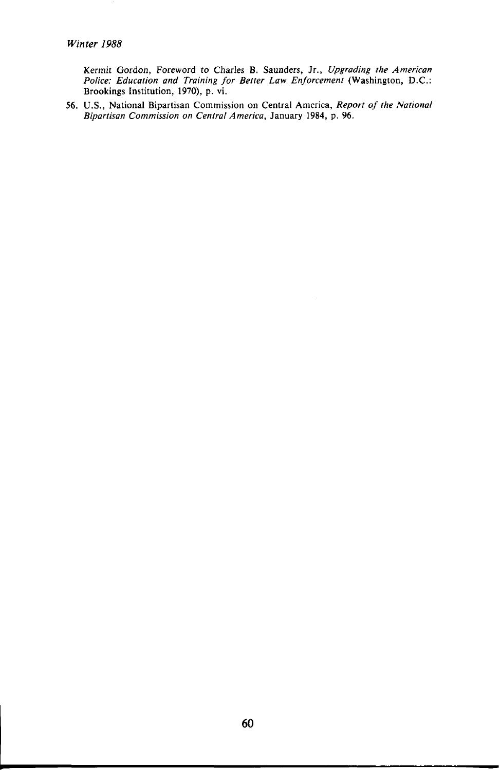Kermit Gordon, Foreword to Charles B. Saunders, Jr., *Upgrading the American Police: Education and Training for Better Law Enforcement* (Washington, D.C.: Brookings Institution, 1970), p. vi.

56. U.S., National Bipartisan Commission on Central America, *Report of the National Bipartisan Commission on Central America*, January 1984, p. 96.